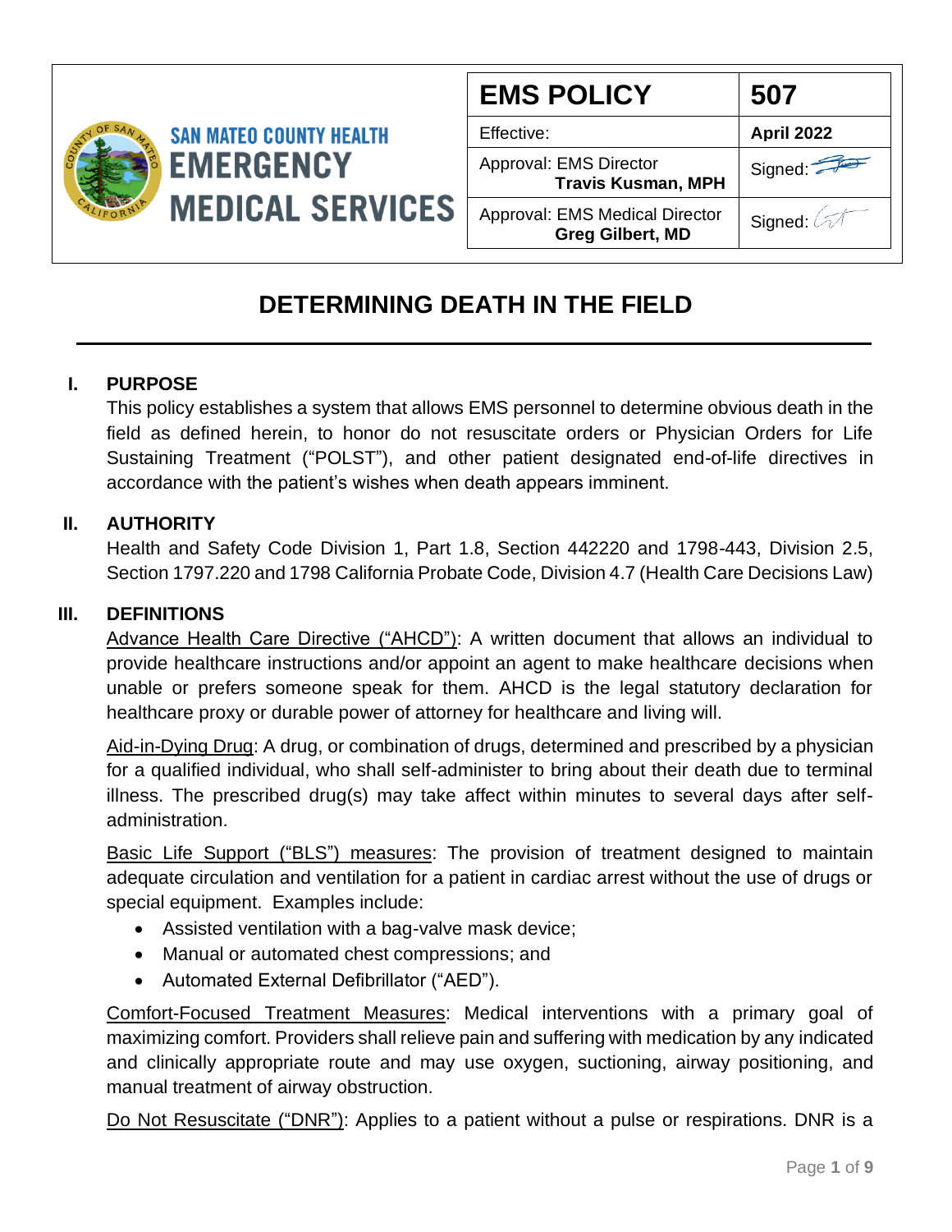SAN MATEO COUNTY HEALTH
EMERGENCY MEDICAL SERVICES

| EMS POLICY | 507 |
|---|---|
| Effective: | April 2022 |
| Approval: EMS Director **Travis Kusman, MPH** | Signed: |
| Approval: EMS Medical Director **Greg Gilbert, MD** | Signed: |

# DETERMINING DEATH IN THE FIELD

## I. PURPOSE

This policy establishes a system that allows EMS personnel to determine obvious death in the field as defined herein, to honor do not resuscitate orders or Physician Orders for Life Sustaining Treatment ("POLST"), and other patient designated end-of-life directives in accordance with the patient's wishes when death appears imminent.

## II. AUTHORITY

Health and Safety Code Division 1, Part 1.8, Section 442220 and 1798-443, Division 2.5, Section 1797.220 and 1798 California Probate Code, Division 4.7 (Health Care Decisions Law)

## III. DEFINITIONS

Advance Health Care Directive ("AHCD"): A written document that allows an individual to provide healthcare instructions and/or appoint an agent to make healthcare decisions when unable or prefers someone speak for them. AHCD is the legal statutory declaration for healthcare proxy or durable power of attorney for healthcare and living will.

Aid-in-Dying Drug: A drug, or combination of drugs, determined and prescribed by a physician for a qualified individual, who shall self-administer to bring about their death due to terminal illness. The prescribed drug(s) may take affect within minutes to several days after self-administration.

Basic Life Support ("BLS") measures: The provision of treatment designed to maintain adequate circulation and ventilation for a patient in cardiac arrest without the use of drugs or special equipment. Examples include:

- Assisted ventilation with a bag-valve mask device;
- Manual or automated chest compressions; and
- Automated External Defibrillator ("AED").

Comfort-Focused Treatment Measures: Medical interventions with a primary goal of maximizing comfort. Providers shall relieve pain and suffering with medication by any indicated and clinically appropriate route and may use oxygen, suctioning, airway positioning, and manual treatment of airway obstruction.

Do Not Resuscitate ("DNR"): Applies to a patient without a pulse or respirations. DNR is a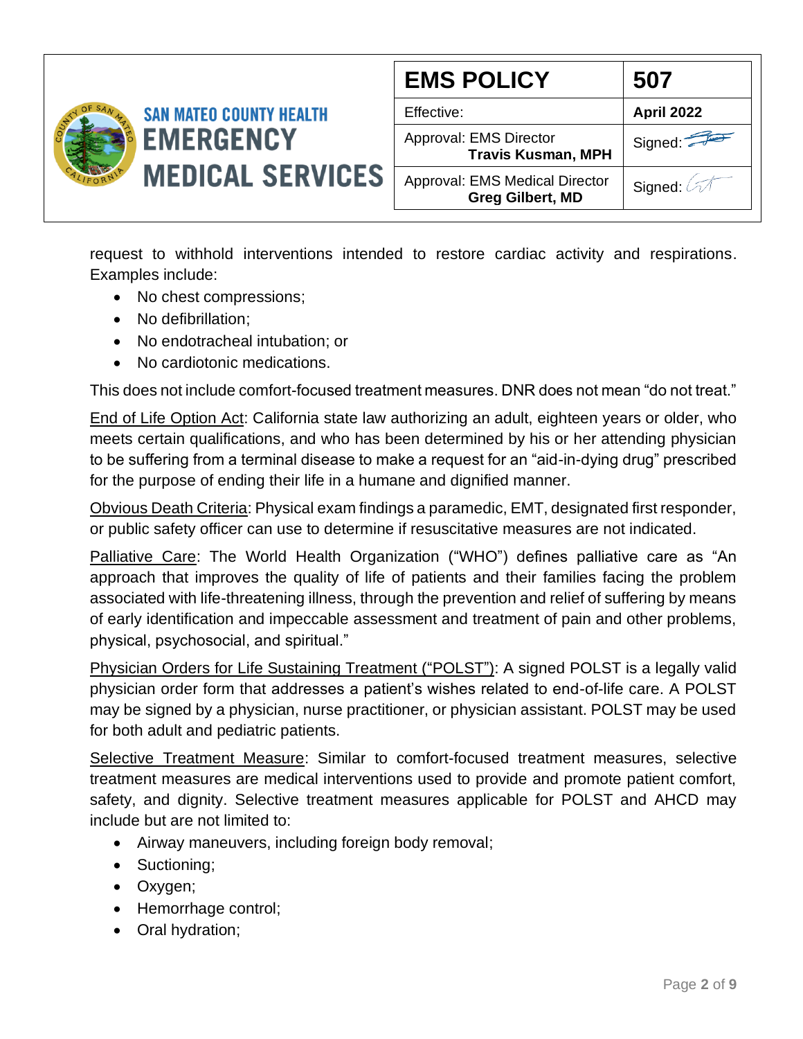request to withhold interventions intended to restore cardiac activity and respirations. Examples include:

- No chest compressions;
- No defibrillation;
- No endotracheal intubation; or
- No cardiotonic medications.

This does not include comfort-focused treatment measures. DNR does not mean "do not treat."

End of Life Option Act: California state law authorizing an adult, eighteen years or older, who meets certain qualifications, and who has been determined by his or her attending physician to be suffering from a terminal disease to make a request for an "aid-in-dying drug" prescribed for the purpose of ending their life in a humane and dignified manner.

Obvious Death Criteria: Physical exam findings a paramedic, EMT, designated first responder, or public safety officer can use to determine if resuscitative measures are not indicated.

Palliative Care: The World Health Organization ("WHO") defines palliative care as "An approach that improves the quality of life of patients and their families facing the problem associated with life-threatening illness, through the prevention and relief of suffering by means of early identification and impeccable assessment and treatment of pain and other problems, physical, psychosocial, and spiritual."

Physician Orders for Life Sustaining Treatment ("POLST"): A signed POLST is a legally valid physician order form that addresses a patient's wishes related to end-of-life care. A POLST may be signed by a physician, nurse practitioner, or physician assistant. POLST may be used for both adult and pediatric patients.

Selective Treatment Measure: Similar to comfort-focused treatment measures, selective treatment measures are medical interventions used to provide and promote patient comfort, safety, and dignity. Selective treatment measures applicable for POLST and AHCD may include but are not limited to:

- Airway maneuvers, including foreign body removal;
- Suctioning;
- Oxygen;
- Hemorrhage control;
- Oral hydration;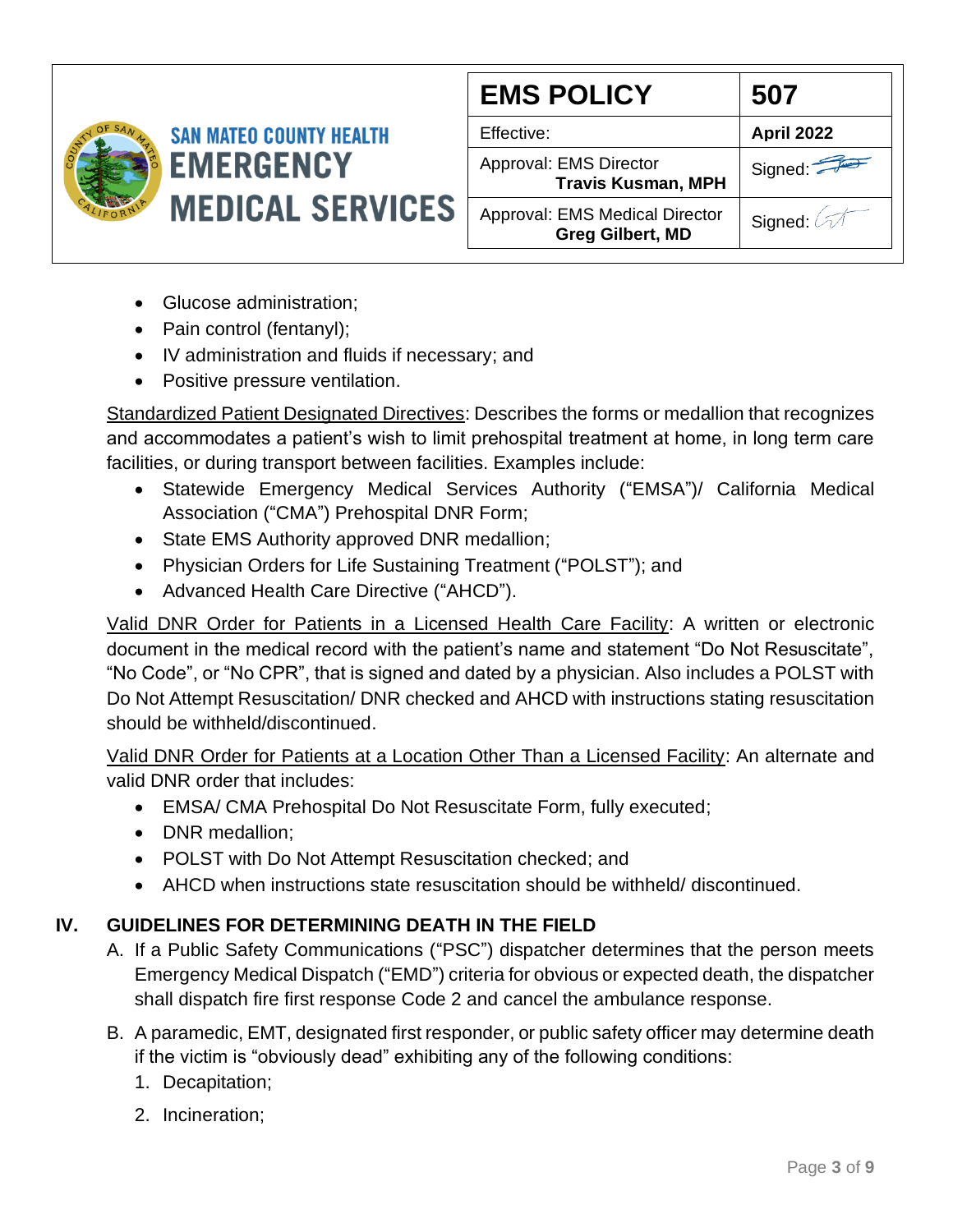- Glucose administration;
- Pain control (fentanyl);
- IV administration and fluids if necessary; and
- Positive pressure ventilation.

Standardized Patient Designated Directives: Describes the forms or medallion that recognizes and accommodates a patient's wish to limit prehospital treatment at home, in long term care facilities, or during transport between facilities. Examples include:

- Statewide Emergency Medical Services Authority ("EMSA")/ California Medical Association ("CMA") Prehospital DNR Form;
- State EMS Authority approved DNR medallion;
- Physician Orders for Life Sustaining Treatment ("POLST"); and
- Advanced Health Care Directive ("AHCD").

Valid DNR Order for Patients in a Licensed Health Care Facility: A written or electronic document in the medical record with the patient's name and statement "Do Not Resuscitate", "No Code", or "No CPR", that is signed and dated by a physician. Also includes a POLST with Do Not Attempt Resuscitation/ DNR checked and AHCD with instructions stating resuscitation should be withheld/discontinued.

Valid DNR Order for Patients at a Location Other Than a Licensed Facility: An alternate and valid DNR order that includes:

- EMSA/ CMA Prehospital Do Not Resuscitate Form, fully executed;
- DNR medallion;
- POLST with Do Not Attempt Resuscitation checked; and
- AHCD when instructions state resuscitation should be withheld/ discontinued.

## IV. GUIDELINES FOR DETERMINING DEATH IN THE FIELD

A. If a Public Safety Communications ("PSC") dispatcher determines that the person meets Emergency Medical Dispatch ("EMD") criteria for obvious or expected death, the dispatcher shall dispatch fire first response Code 2 and cancel the ambulance response.

B. A paramedic, EMT, designated first responder, or public safety officer may determine death if the victim is "obviously dead" exhibiting any of the following conditions:

1. Decapitation;
2. Incineration;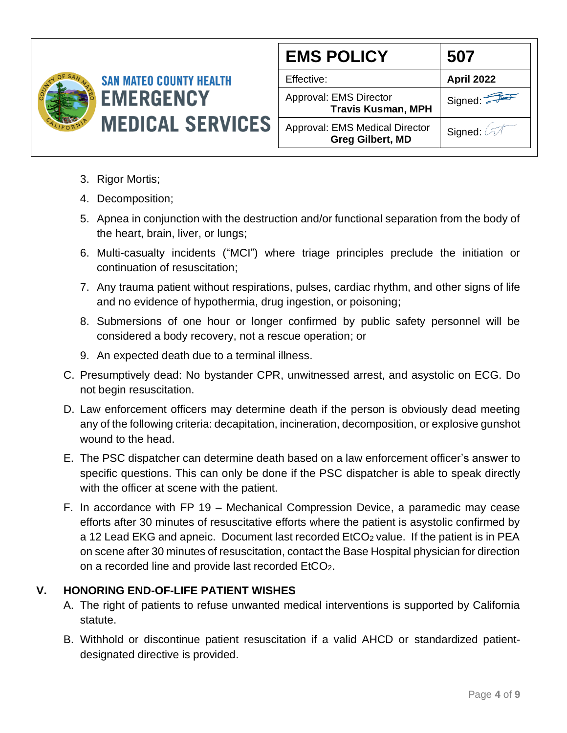3. Rigor Mortis;
4. Decomposition;
5. Apnea in conjunction with the destruction and/or functional separation from the body of the heart, brain, liver, or lungs;
6. Multi-casualty incidents ("MCI") where triage principles preclude the initiation or continuation of resuscitation;
7. Any trauma patient without respirations, pulses, cardiac rhythm, and other signs of life and no evidence of hypothermia, drug ingestion, or poisoning;
8. Submersions of one hour or longer confirmed by public safety personnel will be considered a body recovery, not a rescue operation; or
9. An expected death due to a terminal illness.

C. Presumptively dead: No bystander CPR, unwitnessed arrest, and asystolic on ECG. Do not begin resuscitation.

D. Law enforcement officers may determine death if the person is obviously dead meeting any of the following criteria: decapitation, incineration, decomposition, or explosive gunshot wound to the head.

E. The PSC dispatcher can determine death based on a law enforcement officer's answer to specific questions. This can only be done if the PSC dispatcher is able to speak directly with the officer at scene with the patient.

F. In accordance with FP 19 – Mechanical Compression Device, a paramedic may cease efforts after 30 minutes of resuscitative efforts where the patient is asystolic confirmed by a 12 Lead EKG and apneic. Document last recorded $EtCO_2$ value. If the patient is in PEA on scene after 30 minutes of resuscitation, contact the Base Hospital physician for direction on a recorded line and provide last recorded $EtCO_2$.

## V. HONORING END-OF-LIFE PATIENT WISHES

A. The right of patients to refuse unwanted medical interventions is supported by California statute.

B. Withhold or discontinue patient resuscitation if a valid AHCD or standardized patient-designated directive is provided.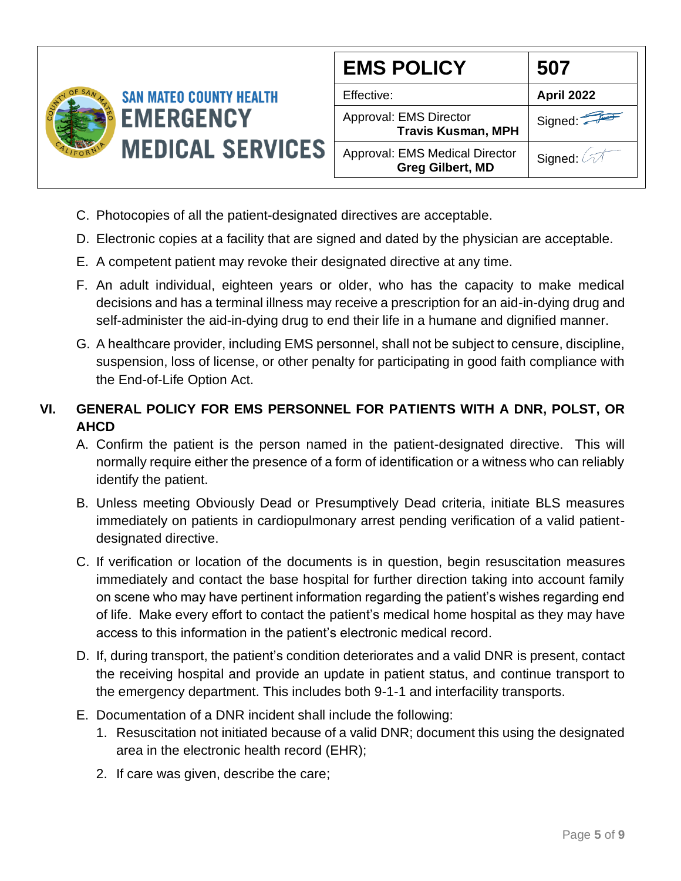C. Photocopies of all the patient-designated directives are acceptable.

D. Electronic copies at a facility that are signed and dated by the physician are acceptable.

E. A competent patient may revoke their designated directive at any time.

F. An adult individual, eighteen years or older, who has the capacity to make medical decisions and has a terminal illness may receive a prescription for an aid-in-dying drug and self-administer the aid-in-dying drug to end their life in a humane and dignified manner.

G. A healthcare provider, including EMS personnel, shall not be subject to censure, discipline, suspension, loss of license, or other penalty for participating in good faith compliance with the End-of-Life Option Act.

## VI. GENERAL POLICY FOR EMS PERSONNEL FOR PATIENTS WITH A DNR, POLST, OR AHCD

A. Confirm the patient is the person named in the patient-designated directive. This will normally require either the presence of a form of identification or a witness who can reliably identify the patient.

B. Unless meeting Obviously Dead or Presumptively Dead criteria, initiate BLS measures immediately on patients in cardiopulmonary arrest pending verification of a valid patient-designated directive.

C. If verification or location of the documents is in question, begin resuscitation measures immediately and contact the base hospital for further direction taking into account family on scene who may have pertinent information regarding the patient's wishes regarding end of life. Make every effort to contact the patient's medical home hospital as they may have access to this information in the patient's electronic medical record.

D. If, during transport, the patient's condition deteriorates and a valid DNR is present, contact the receiving hospital and provide an update in patient status, and continue transport to the emergency department. This includes both 9-1-1 and interfacility transports.

E. Documentation of a DNR incident shall include the following:
   1. Resuscitation not initiated because of a valid DNR; document this using the designated area in the electronic health record (EHR);
   2. If care was given, describe the care;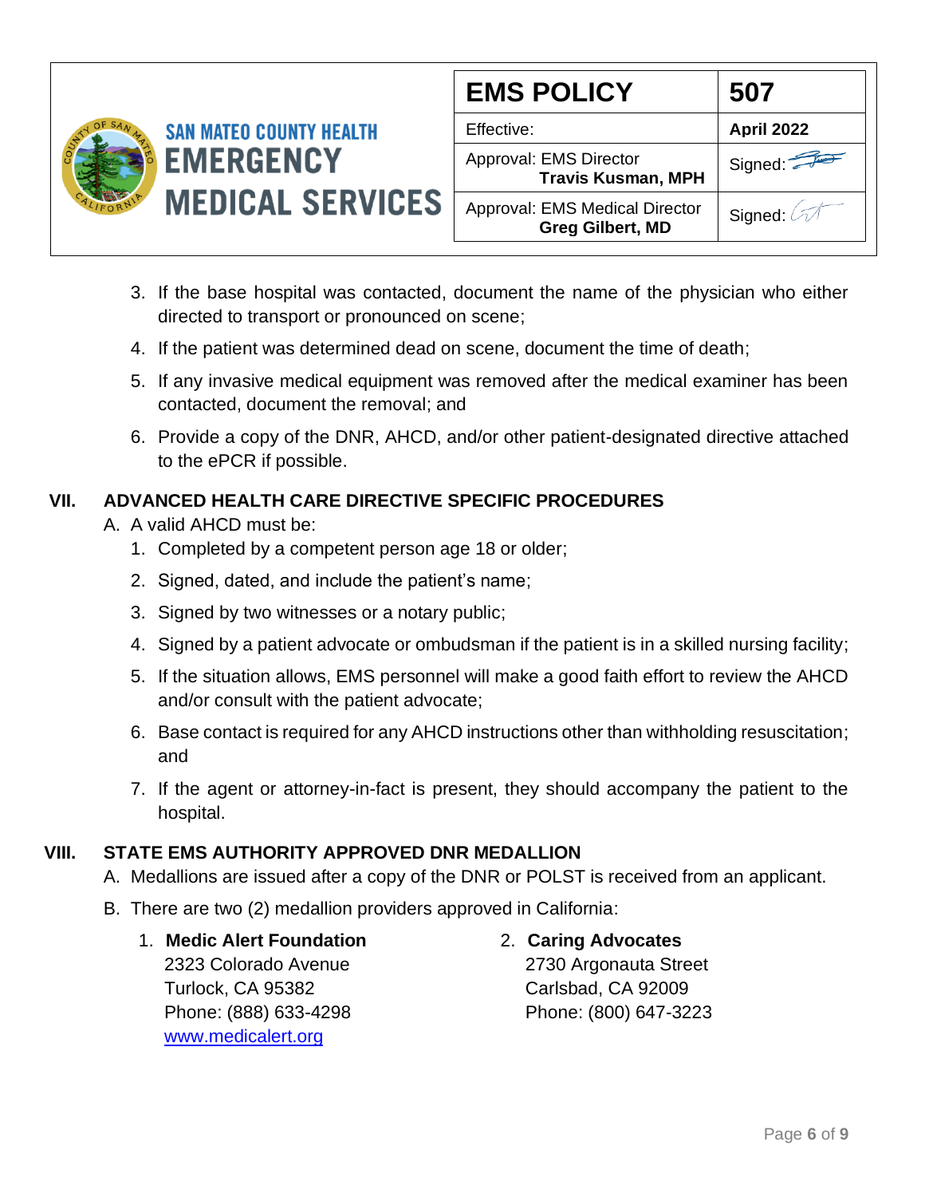3. If the base hospital was contacted, document the name of the physician who either directed to transport or pronounced on scene;
4. If the patient was determined dead on scene, document the time of death;
5. If any invasive medical equipment was removed after the medical examiner has been contacted, document the removal; and
6. Provide a copy of the DNR, AHCD, and/or other patient-designated directive attached to the ePCR if possible.

## VII. ADVANCED HEALTH CARE DIRECTIVE SPECIFIC PROCEDURES

A. A valid AHCD must be:

1. Completed by a competent person age 18 or older;
2. Signed, dated, and include the patient's name;
3. Signed by two witnesses or a notary public;
4. Signed by a patient advocate or ombudsman if the patient is in a skilled nursing facility;
5. If the situation allows, EMS personnel will make a good faith effort to review the AHCD and/or consult with the patient advocate;
6. Base contact is required for any AHCD instructions other than withholding resuscitation; and
7. If the agent or attorney-in-fact is present, they should accompany the patient to the hospital.

## VIII. STATE EMS AUTHORITY APPROVED DNR MEDALLION

A. Medallions are issued after a copy of the DNR or POLST is received from an applicant.

B. There are two (2) medallion providers approved in California:

1. **Medic Alert Foundation**
   2323 Colorado Avenue
   Turlock, CA 95382
   Phone: (888) 633-4298
   www.medicalert.org

2. **Caring Advocates**
   2730 Argonauta Street
   Carlsbad, CA 92009
   Phone: (800) 647-3223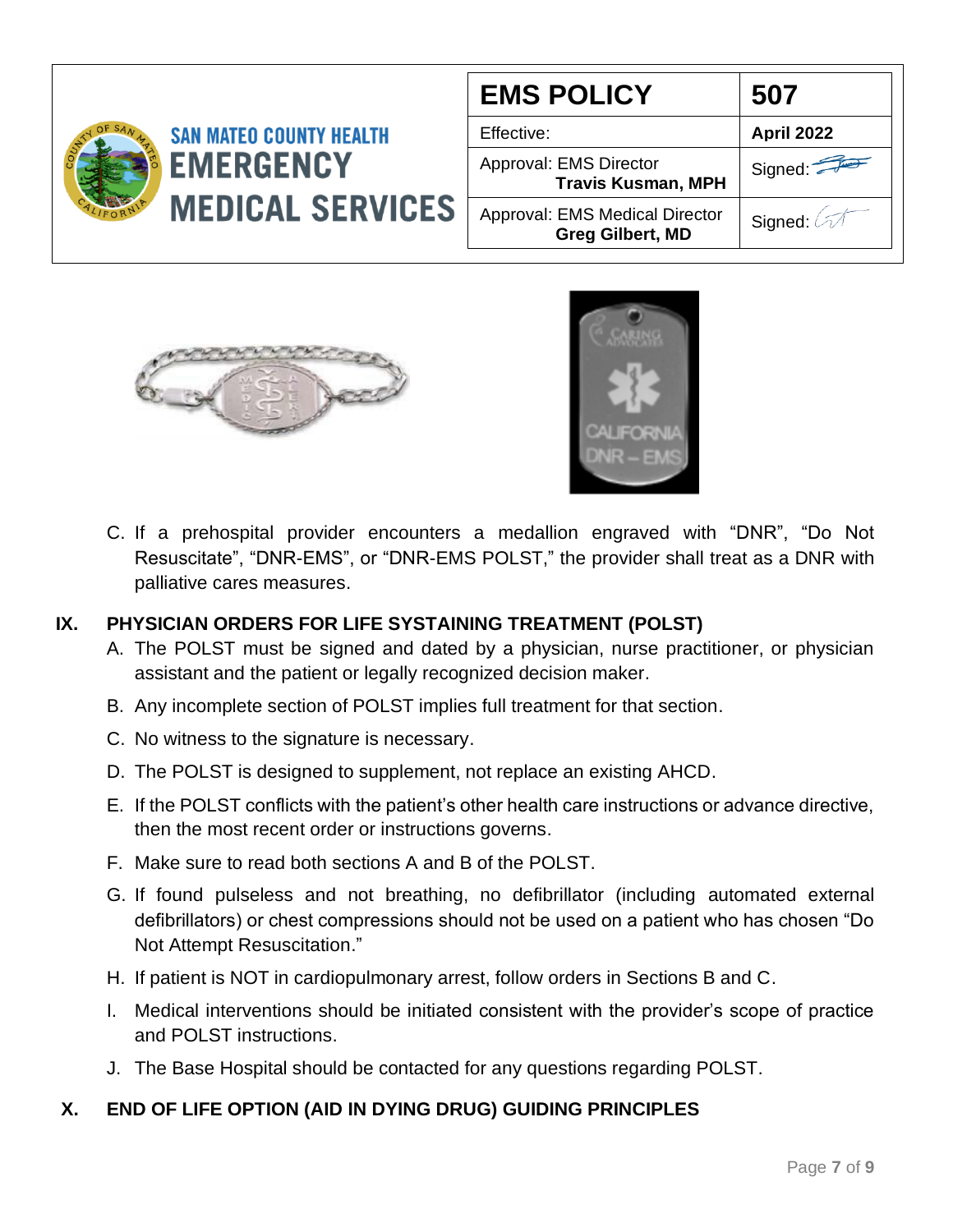C. If a prehospital provider encounters a medallion engraved with "DNR", "Do Not Resuscitate", "DNR-EMS", or "DNR-EMS POLST," the provider shall treat as a DNR with palliative cares measures.

## IX. PHYSICIAN ORDERS FOR LIFE SYSTAINING TREATMENT (POLST)

A. The POLST must be signed and dated by a physician, nurse practitioner, or physician assistant and the patient or legally recognized decision maker.

B. Any incomplete section of POLST implies full treatment for that section.

C. No witness to the signature is necessary.

D. The POLST is designed to supplement, not replace an existing AHCD.

E. If the POLST conflicts with the patient's other health care instructions or advance directive, then the most recent order or instructions governs.

F. Make sure to read both sections A and B of the POLST.

G. If found pulseless and not breathing, no defibrillator (including automated external defibrillators) or chest compressions should not be used on a patient who has chosen "Do Not Attempt Resuscitation."

H. If patient is NOT in cardiopulmonary arrest, follow orders in Sections B and C.

I. Medical interventions should be initiated consistent with the provider's scope of practice and POLST instructions.

J. The Base Hospital should be contacted for any questions regarding POLST.

## X. END OF LIFE OPTION (AID IN DYING DRUG) GUIDING PRINCIPLES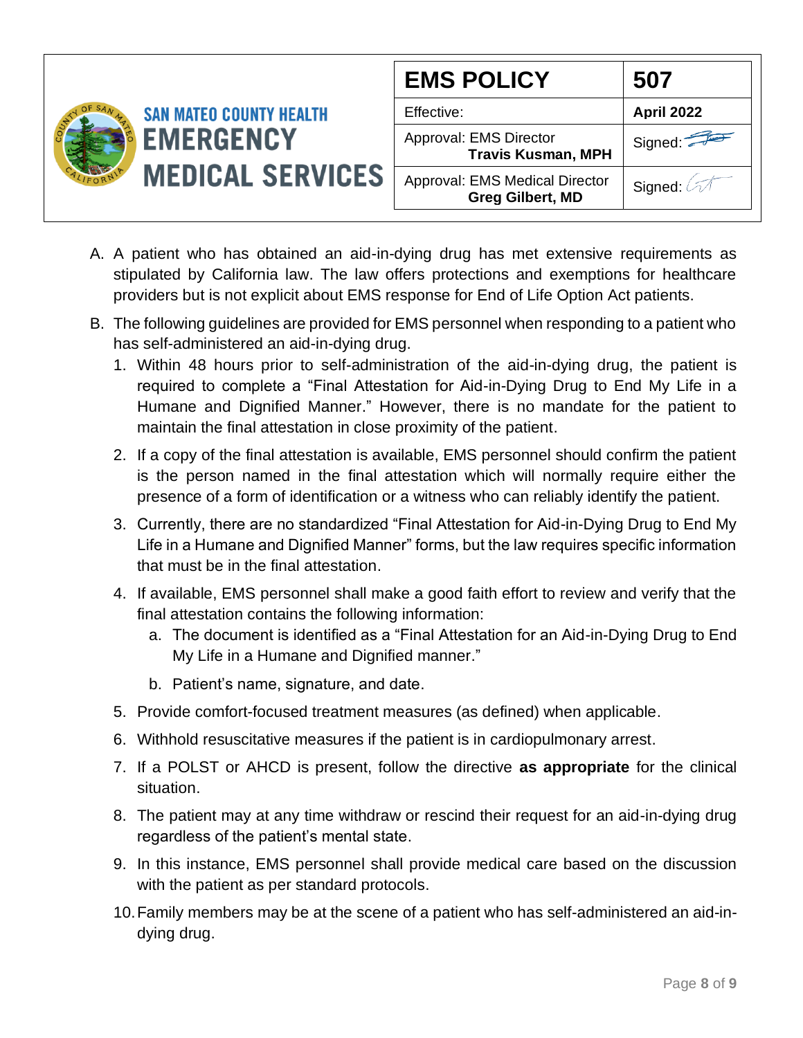A. A patient who has obtained an aid-in-dying drug has met extensive requirements as stipulated by California law. The law offers protections and exemptions for healthcare providers but is not explicit about EMS response for End of Life Option Act patients.

B. The following guidelines are provided for EMS personnel when responding to a patient who has self-administered an aid-in-dying drug.

   1. Within 48 hours prior to self-administration of the aid-in-dying drug, the patient is required to complete a "Final Attestation for Aid-in-Dying Drug to End My Life in a Humane and Dignified Manner." However, there is no mandate for the patient to maintain the final attestation in close proximity of the patient.

   2. If a copy of the final attestation is available, EMS personnel should confirm the patient is the person named in the final attestation which will normally require either the presence of a form of identification or a witness who can reliably identify the patient.

   3. Currently, there are no standardized "Final Attestation for Aid-in-Dying Drug to End My Life in a Humane and Dignified Manner" forms, but the law requires specific information that must be in the final attestation.

   4. If available, EMS personnel shall make a good faith effort to review and verify that the final attestation contains the following information:

      a. The document is identified as a "Final Attestation for an Aid-in-Dying Drug to End My Life in a Humane and Dignified manner."

      b. Patient's name, signature, and date.

   5. Provide comfort-focused treatment measures (as defined) when applicable.

   6. Withhold resuscitative measures if the patient is in cardiopulmonary arrest.

   7. If a POLST or AHCD is present, follow the directive **as appropriate** for the clinical situation.

   8. The patient may at any time withdraw or rescind their request for an aid-in-dying drug regardless of the patient's mental state.

   9. In this instance, EMS personnel shall provide medical care based on the discussion with the patient as per standard protocols.

   10. Family members may be at the scene of a patient who has self-administered an aid-in-dying drug.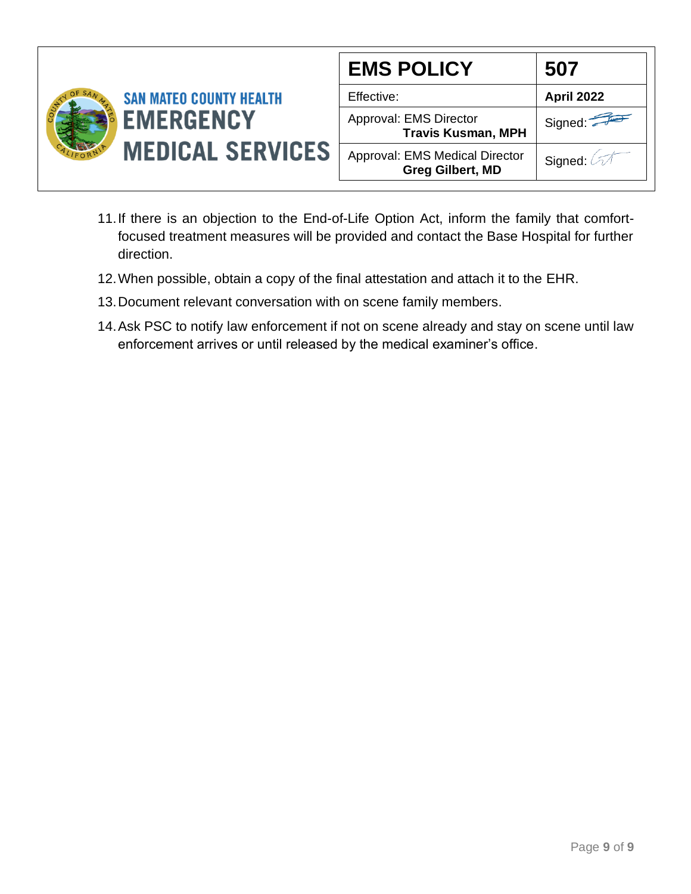11. If there is an objection to the End-of-Life Option Act, inform the family that comfort-focused treatment measures will be provided and contact the Base Hospital for further direction.
12. When possible, obtain a copy of the final attestation and attach it to the EHR.
13. Document relevant conversation with on scene family members.
14. Ask PSC to notify law enforcement if not on scene already and stay on scene until law enforcement arrives or until released by the medical examiner's office.